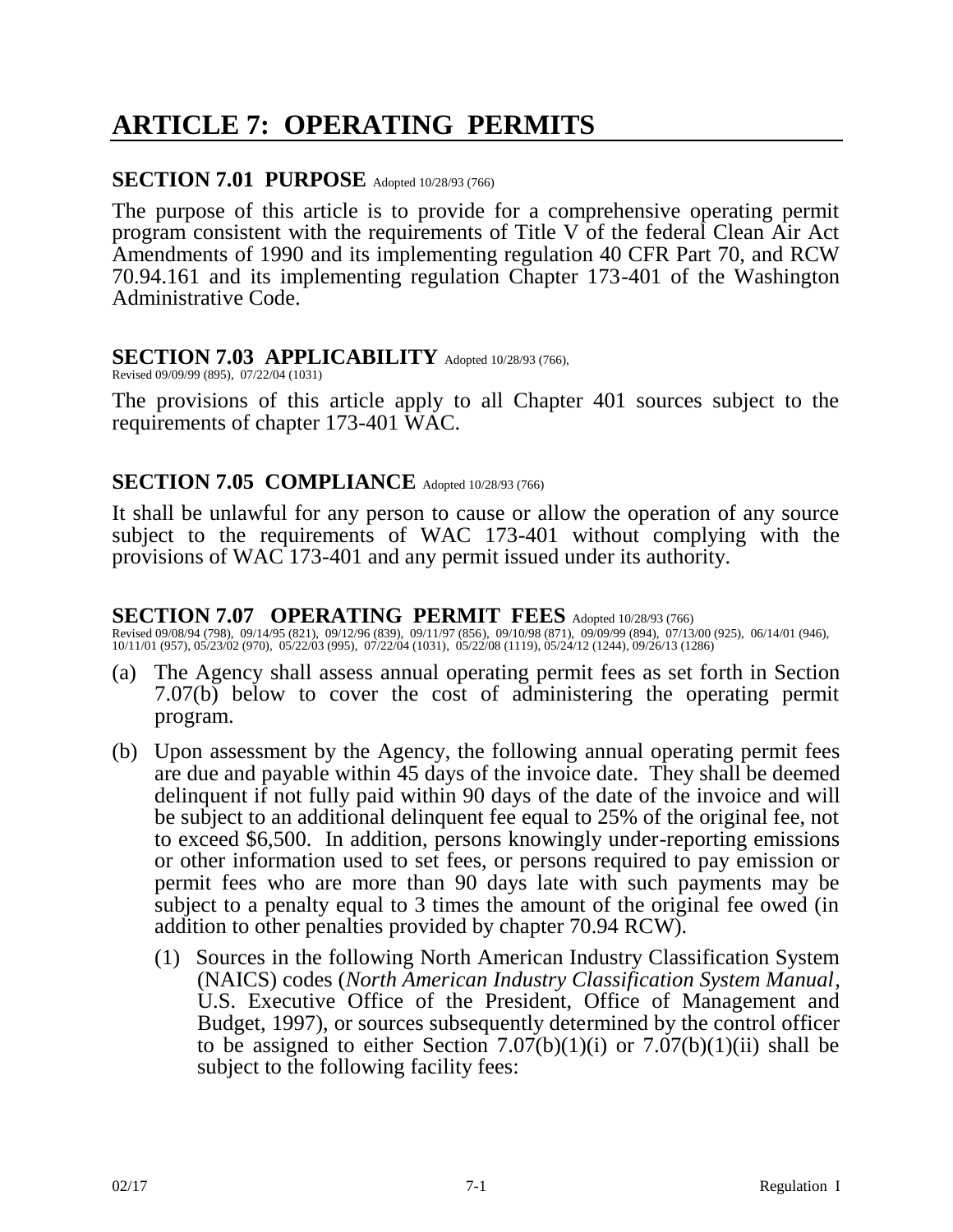# ARTICLE 7: OPERATING PERMITS

## SECTION 7.01 PURPOSE Adopted 10/28/93 (766)

The purpose of this article is to provide for a comprehensive operating permit program consistent with the requirements of Title V of the federal Clean Air Act Amendments of 1990 and its implementing regulation 40 CFR Part 70, and RCW 70.94.161 and its implementing regulation Chapter 173-401 of the Washington Administrative Code.

## SECTION 7.03 APPLICABILITY Adopted 10/28/93 (766), Revised 09/09/99 (895), 07/22/04 (1031)

The provisions of this article apply to all Chapter 401 sources subject to the requirements of chapter 173-401 WAC.

## SECTION 7.05 COMPLIANCE Adopted 10/28/93 (766)

It shall be unlawful for any person to cause or allow the operation of any source subject to the requirements of WAC 173-401 without complying with the provisions of WAC 173-401 and any permit issued under its authority.

## SECTION 7.07 OPERATING PERMIT FEES Adopted 10/28/93 (766)

Revised 09/08/94 (798), 09/14/95 (821), 09/12/96 (839), 09/11/97 (856), 09/10/98 (871), 09/09/99 (894), 07/13/00 (925), 06/14/01 (946), 10/11/01 (957), 05/23/02 (970), 05/22/03 (995), 07/22/04 (1031), 05/22/08 (1119), 05/24/12 (1244), 09/26/13 (1286)

(a) The Agency shall assess annual operating permit fees as set forth in Section 7.07(b) below to cover the cost of administering the operating permit program.

(b) Upon assessment by the Agency, the following annual operating permit fees are due and payable within 45 days of the invoice date. They shall be deemed delinquent if not fully paid within 90 days of the date of the invoice and will be subject to an additional delinquent fee equal to 25% of the original fee, not to exceed $6,500. In addition, persons knowingly under-reporting emissions or other information used to set fees, or persons required to pay emission or permit fees who are more than 90 days late with such payments may be subject to a penalty equal to 3 times the amount of the original fee owed (in addition to other penalties provided by chapter 70.94 RCW).

   (1) Sources in the following North American Industry Classification System (NAICS) codes (*North American Industry Classification System Manual*, U.S. Executive Office of the President, Office of Management and Budget, 1997), or sources subsequently determined by the control officer to be assigned to either Section 7.07(b)(1)(i) or 7.07(b)(1)(ii) shall be subject to the following facility fees: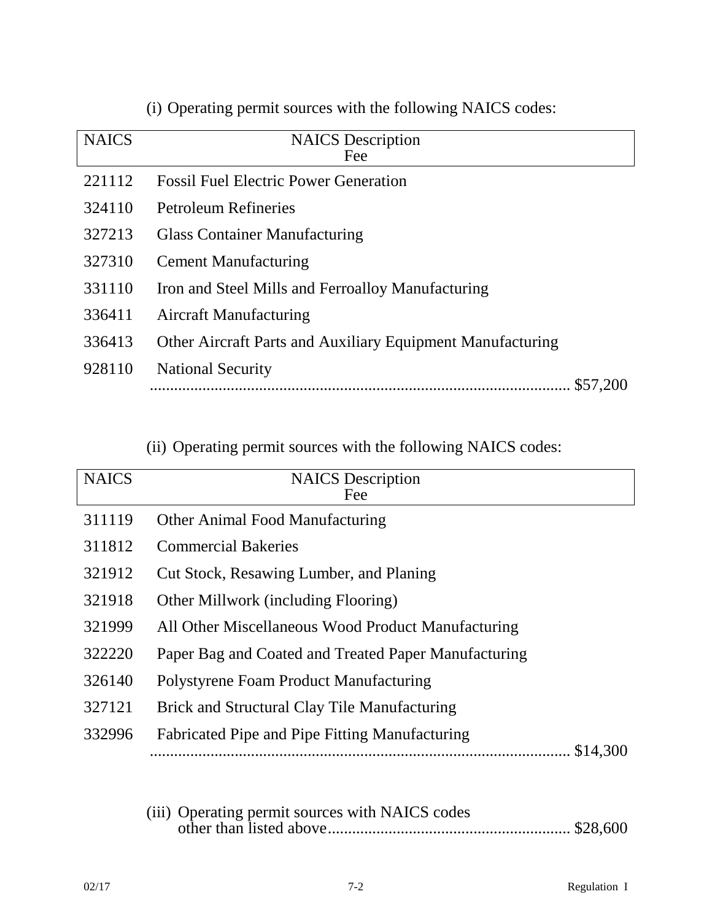(i) Operating permit sources with the following NAICS codes:

| NAICS | NAICS Description | Fee |
|---|---|---|
| 221112 | Fossil Fuel Electric Power Generation | |
| 324110 | Petroleum Refineries | |
| 327213 | Glass Container Manufacturing | |
| 327310 | Cement Manufacturing | |
| 331110 | Iron and Steel Mills and Ferroalloy Manufacturing | |
| 336411 | Aircraft Manufacturing | |
| 336413 | Other Aircraft Parts and Auxiliary Equipment Manufacturing | |
| 928110 | National Security | $57,200 |

(ii) Operating permit sources with the following NAICS codes:

| NAICS | NAICS Description | Fee |
|---|---|---|
| 311119 | Other Animal Food Manufacturing | |
| 311812 | Commercial Bakeries | |
| 321912 | Cut Stock, Resawing Lumber, and Planing | |
| 321918 | Other Millwork (including Flooring) | |
| 321999 | All Other Miscellaneous Wood Product Manufacturing | |
| 322220 | Paper Bag and Coated and Treated Paper Manufacturing | |
| 326140 | Polystyrene Foam Product Manufacturing | |
| 327121 | Brick and Structural Clay Tile Manufacturing | |
| 332996 | Fabricated Pipe and Pipe Fitting Manufacturing | $14,300 |

(iii) Operating permit sources with NAICS codes other than listed above........................................................ $28,600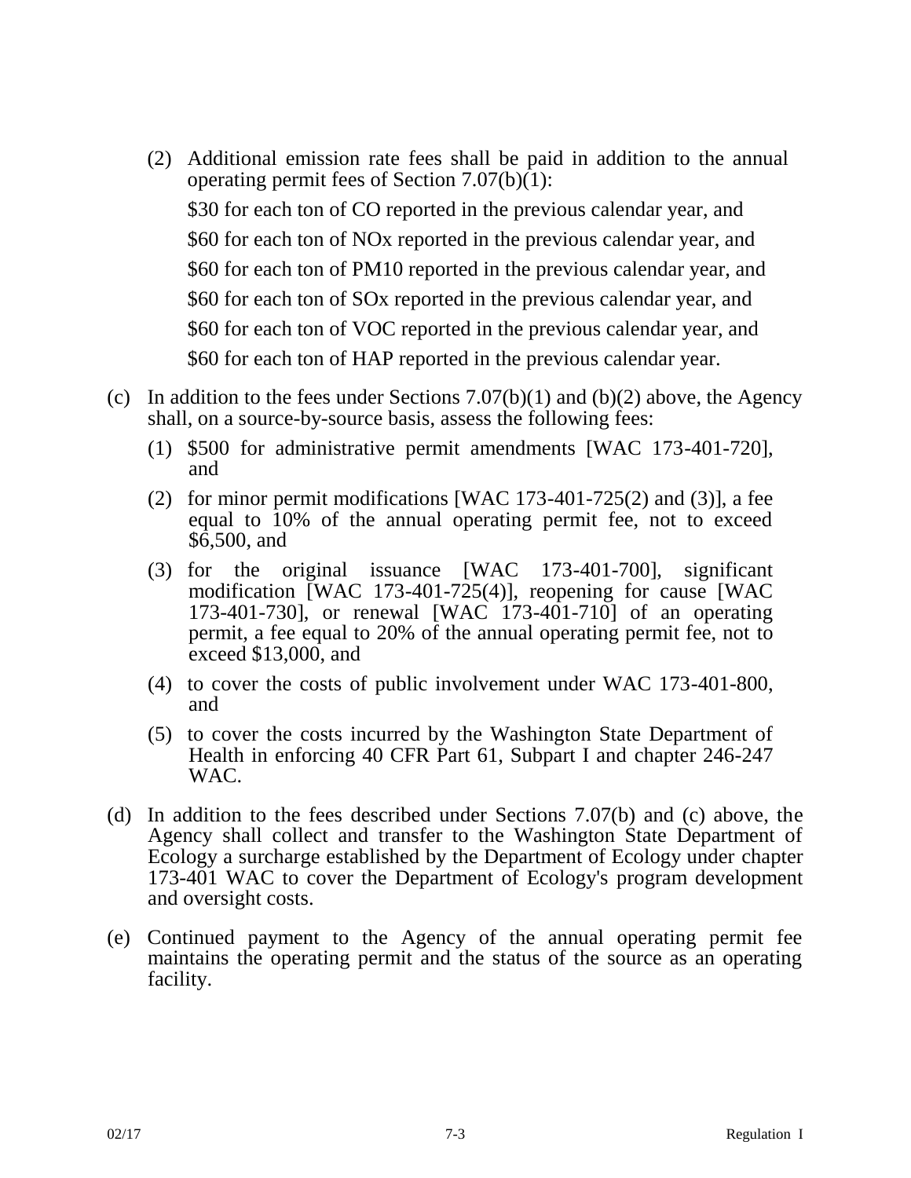(2) Additional emission rate fees shall be paid in addition to the annual operating permit fees of Section 7.07(b)(1):

    $30 for each ton of CO reported in the previous calendar year, and

    $60 for each ton of NOx reported in the previous calendar year, and

    $60 for each ton of PM10 reported in the previous calendar year, and

    $60 for each ton of SOx reported in the previous calendar year, and

    $60 for each ton of VOC reported in the previous calendar year, and

    $60 for each ton of HAP reported in the previous calendar year.

(c) In addition to the fees under Sections 7.07(b)(1) and (b)(2) above, the Agency shall, on a source-by-source basis, assess the following fees:

  (1) $500 for administrative permit amendments [WAC 173-401-720], and

  (2) for minor permit modifications [WAC 173-401-725(2) and (3)], a fee equal to 10% of the annual operating permit fee, not to exceed $6,500, and

  (3) for the original issuance [WAC 173-401-700], significant modification [WAC 173-401-725(4)], reopening for cause [WAC 173-401-730], or renewal [WAC 173-401-710] of an operating permit, a fee equal to 20% of the annual operating permit fee, not to exceed $13,000, and

  (4) to cover the costs of public involvement under WAC 173-401-800, and

  (5) to cover the costs incurred by the Washington State Department of Health in enforcing 40 CFR Part 61, Subpart I and chapter 246-247 WAC.

(d) In addition to the fees described under Sections 7.07(b) and (c) above, the Agency shall collect and transfer to the Washington State Department of Ecology a surcharge established by the Department of Ecology under chapter 173-401 WAC to cover the Department of Ecology's program development and oversight costs.

(e) Continued payment to the Agency of the annual operating permit fee maintains the operating permit and the status of the source as an operating facility.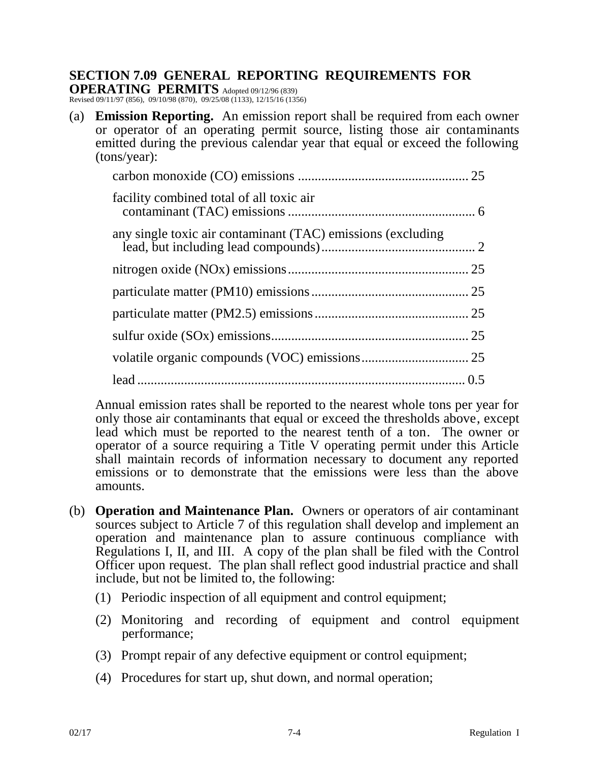## SECTION 7.09 GENERAL REPORTING REQUIREMENTS FOR OPERATING PERMITS

Adopted 09/12/96 (839)
Revised 09/11/97 (856), 09/10/98 (870), 09/25/08 (1133), 12/15/16 (1356)

(a) **Emission Reporting.** An emission report shall be required from each owner or operator of an operating permit source, listing those air contaminants emitted during the previous calendar year that equal or exceed the following (tons/year):

| Air Contaminant | Tons/Year |
|---|---|
| carbon monoxide (CO) emissions | 25 |
| facility combined total of all toxic air contaminant (TAC) emissions | 6 |
| any single toxic air contaminant (TAC) emissions (excluding lead, but including lead compounds) | 2 |
| nitrogen oxide (NOx) emissions | 25 |
| particulate matter (PM10) emissions | 25 |
| particulate matter (PM2.5) emissions | 25 |
| sulfur oxide (SOx) emissions | 25 |
| volatile organic compounds (VOC) emissions | 25 |
| lead | 0.5 |

Annual emission rates shall be reported to the nearest whole tons per year for only those air contaminants that equal or exceed the thresholds above, except lead which must be reported to the nearest tenth of a ton. The owner or operator of a source requiring a Title V operating permit under this Article shall maintain records of information necessary to document any reported emissions or to demonstrate that the emissions were less than the above amounts.

(b) **Operation and Maintenance Plan.** Owners or operators of air contaminant sources subject to Article 7 of this regulation shall develop and implement an operation and maintenance plan to assure continuous compliance with Regulations I, II, and III. A copy of the plan shall be filed with the Control Officer upon request. The plan shall reflect good industrial practice and shall include, but not be limited to, the following:

(1) Periodic inspection of all equipment and control equipment;

(2) Monitoring and recording of equipment and control equipment performance;

(3) Prompt repair of any defective equipment or control equipment;

(4) Procedures for start up, shut down, and normal operation;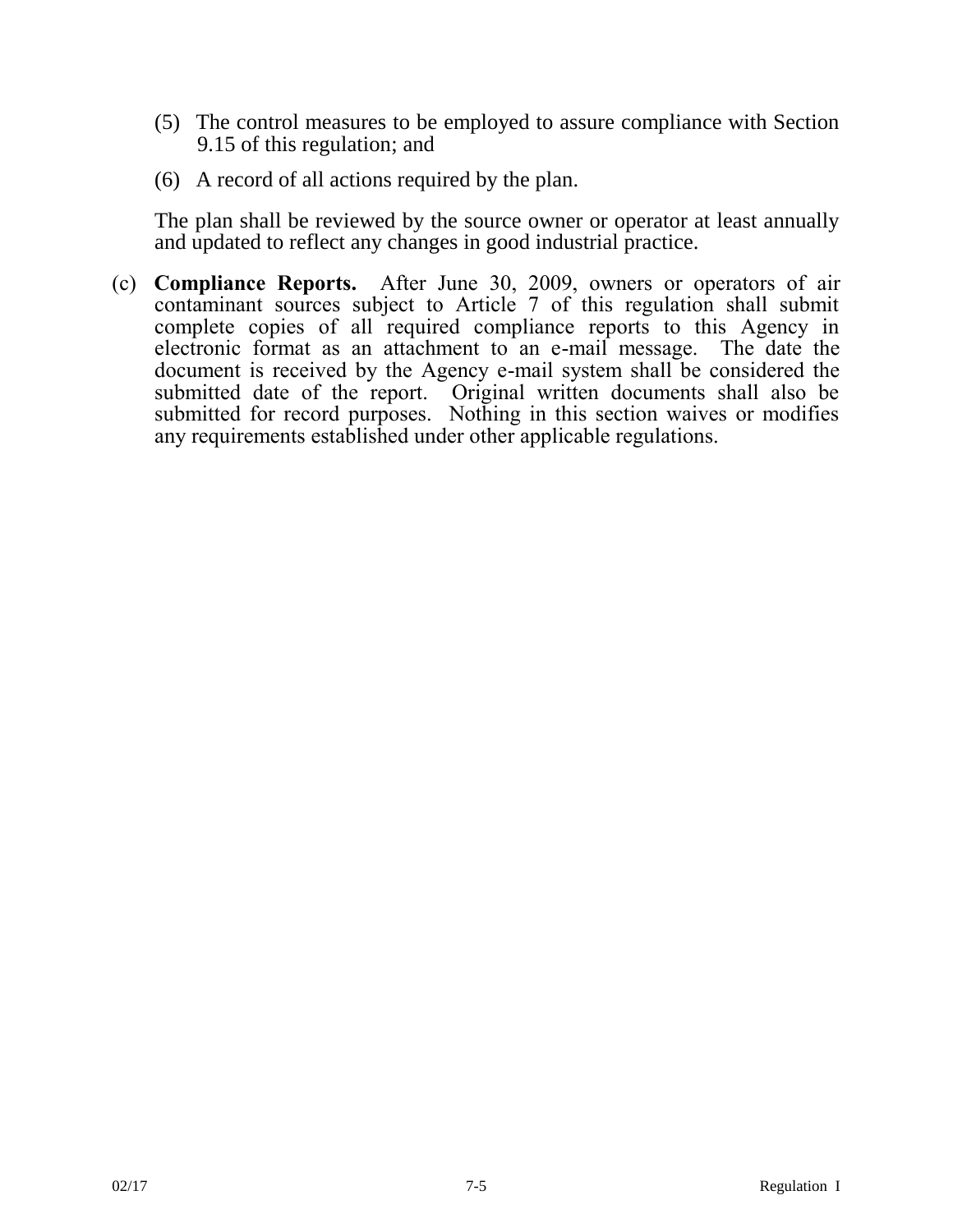(5) The control measures to be employed to assure compliance with Section 9.15 of this regulation; and

(6) A record of all actions required by the plan.

The plan shall be reviewed by the source owner or operator at least annually and updated to reflect any changes in good industrial practice.

(c) **Compliance Reports.** After June 30, 2009, owners or operators of air contaminant sources subject to Article 7 of this regulation shall submit complete copies of all required compliance reports to this Agency in electronic format as an attachment to an e-mail message. The date the document is received by the Agency e-mail system shall be considered the submitted date of the report. Original written documents shall also be submitted for record purposes. Nothing in this section waives or modifies any requirements established under other applicable regulations.